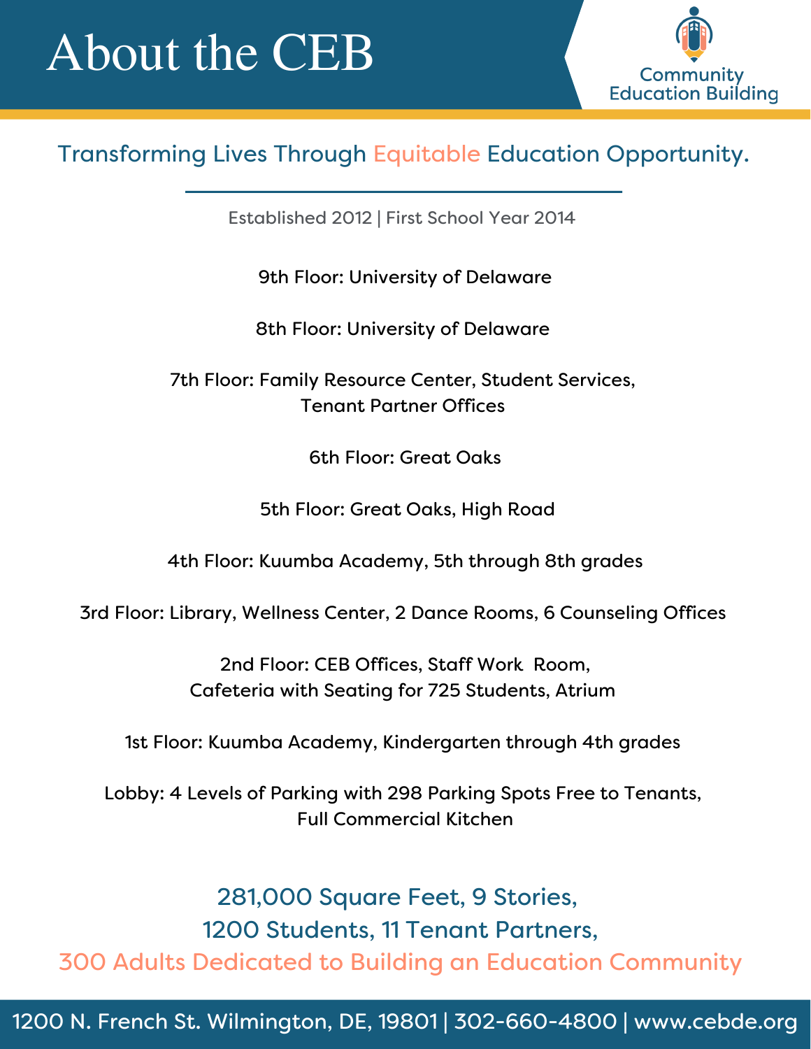# About the CEB

Community Education Building

## Transforming Lives Through Equitable Education Opportunity.

Established 2012 | First School Year 2014

9th Floor: University of Delaware

8th Floor: University of Delaware

7th Floor: Family Resource Center, Student Services, Tenant Partner Offices

6th Floor: Great Oaks

5th Floor: Great Oaks, High Road

4th Floor: Kuumba Academy, 5th through 8th grades

3rd Floor: Library, Wellness Center, 2 Dance Rooms, 6 Counseling Offices

2nd Floor: CEB Offices, Staff Work Room, Cafeteria with Seating for 725 Students, Atrium

1st Floor: Kuumba Academy, Kindergarten through 4th grades

Lobby: 4 Levels of Parking with 298 Parking Spots Free to Tenants, Full Commercial Kitchen

281,000 Square Feet, 9 Stories,
1200 Students, 11 Tenant Partners,
300 Adults Dedicated to Building an Education Community

1200 N. French St. Wilmington, DE, 19801 | 302-660-4800 | www.cebde.org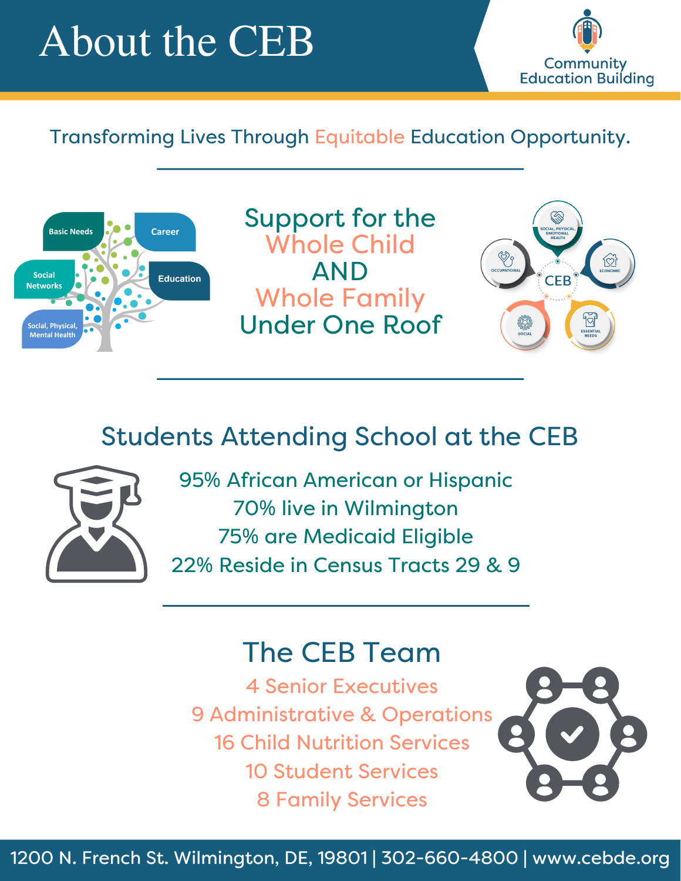# About the CEB

Community Education Building

Transforming Lives Through Equitable Education Opportunity.

---

Basic Needs

Career

Social Networks

Education

Social, Physical, Mental Health

## Support for the Whole Child AND Whole Family Under One Roof

SOCIAL, PHYSICAL, EMOTIONAL HEALTH

OCCUPATIONAL

CEB

ECONOMIC

SOCIAL

ESSENTIAL NEEDS

---

## Students Attending School at the CEB

95% African American or Hispanic
70% live in Wilmington
75% are Medicaid Eligible
22% Reside in Census Tracts 29 & 9

---

## The CEB Team

4 Senior Executives
9 Administrative & Operations
16 Child Nutrition Services
10 Student Services
8 Family Services

1200 N. French St. Wilmington, DE, 19801 | 302-660-4800 | www.cebde.org